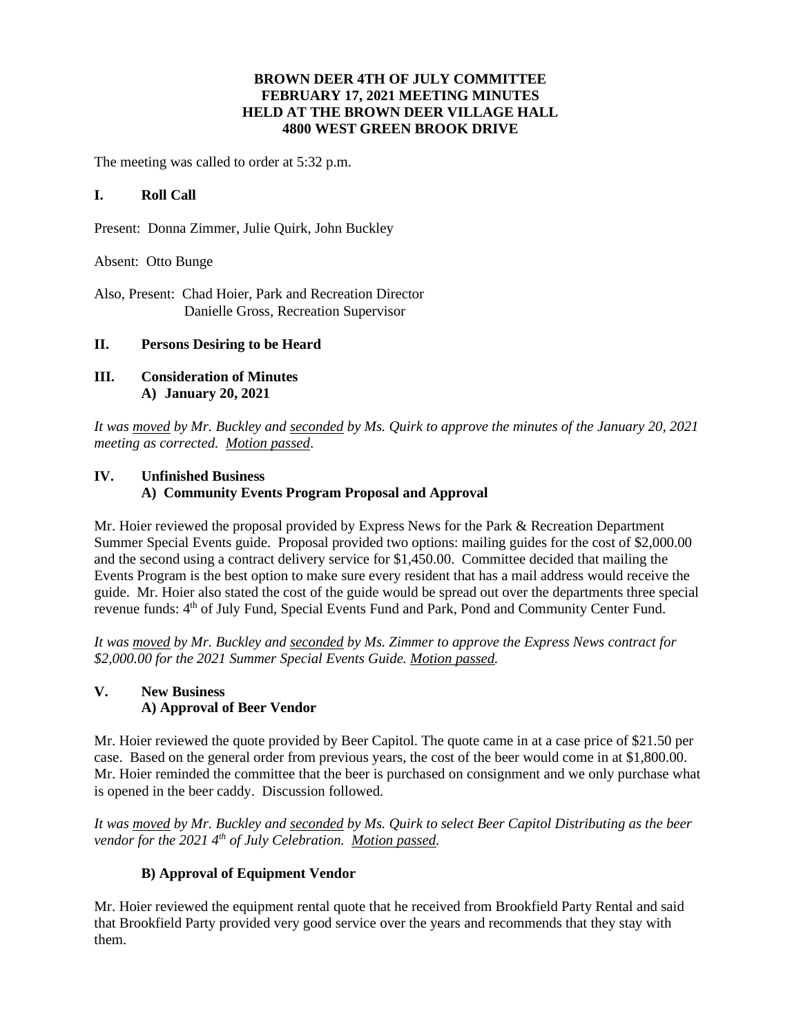**BROWN DEER 4TH OF JULY COMMITTEE**
**FEBRUARY 17, 2021 MEETING MINUTES**
**HELD AT THE BROWN DEER VILLAGE HALL**
**4800 WEST GREEN BROOK DRIVE**

The meeting was called to order at 5:32 p.m.

## I. Roll Call

Present: Donna Zimmer, Julie Quirk, John Buckley

Absent: Otto Bunge

Also, Present: Chad Hoier, Park and Recreation Director
Danielle Gross, Recreation Supervisor

## II. Persons Desiring to be Heard

## III. Consideration of Minutes

### A) January 20, 2021

*It was moved by Mr. Buckley and seconded by Ms. Quirk to approve the minutes of the January 20, 2021 meeting as corrected. Motion passed.*

## IV. Unfinished Business

### A) Community Events Program Proposal and Approval

Mr. Hoier reviewed the proposal provided by Express News for the Park & Recreation Department Summer Special Events guide. Proposal provided two options: mailing guides for the cost of $2,000.00 and the second using a contract delivery service for $1,450.00. Committee decided that mailing the Events Program is the best option to make sure every resident that has a mail address would receive the guide. Mr. Hoier also stated the cost of the guide would be spread out over the departments three special revenue funds: 4th of July Fund, Special Events Fund and Park, Pond and Community Center Fund.

*It was moved by Mr. Buckley and seconded by Ms. Zimmer to approve the Express News contract for $2,000.00 for the 2021 Summer Special Events Guide. Motion passed.*

## V. New Business

### A) Approval of Beer Vendor

Mr. Hoier reviewed the quote provided by Beer Capitol. The quote came in at a case price of $21.50 per case. Based on the general order from previous years, the cost of the beer would come in at $1,800.00. Mr. Hoier reminded the committee that the beer is purchased on consignment and we only purchase what is opened in the beer caddy. Discussion followed.

*It was moved by Mr. Buckley and seconded by Ms. Quirk to select Beer Capitol Distributing as the beer vendor for the 2021 4th of July Celebration. Motion passed.*

### B) Approval of Equipment Vendor

Mr. Hoier reviewed the equipment rental quote that he received from Brookfield Party Rental and said that Brookfield Party provided very good service over the years and recommends that they stay with them.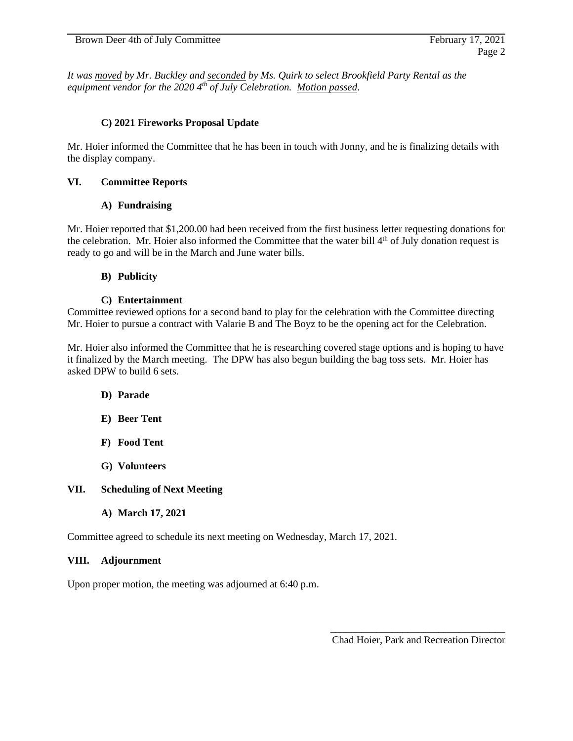*It was moved by Mr. Buckley and seconded by Ms. Quirk to select Brookfield Party Rental as the equipment vendor for the 2020 4th of July Celebration. Motion passed.*

### C) 2021 Fireworks Proposal Update

Mr. Hoier informed the Committee that he has been in touch with Jonny, and he is finalizing details with the display company.

## VI. Committee Reports

### A) Fundraising

Mr. Hoier reported that $1,200.00 had been received from the first business letter requesting donations for the celebration. Mr. Hoier also informed the Committee that the water bill 4th of July donation request is ready to go and will be in the March and June water bills.

### B) Publicity

### C) Entertainment

Committee reviewed options for a second band to play for the celebration with the Committee directing Mr. Hoier to pursue a contract with Valarie B and The Boyz to be the opening act for the Celebration.

Mr. Hoier also informed the Committee that he is researching covered stage options and is hoping to have it finalized by the March meeting. The DPW has also begun building the bag toss sets. Mr. Hoier has asked DPW to build 6 sets.

### D) Parade

### E) Beer Tent

### F) Food Tent

### G) Volunteers

## VII. Scheduling of Next Meeting

### A) March 17, 2021

Committee agreed to schedule its next meeting on Wednesday, March 17, 2021.

## VIII. Adjournment

Upon proper motion, the meeting was adjourned at 6:40 p.m.

\_\_\_\_\_\_\_\_\_\_\_\_\_\_\_\_\_\_\_\_\_\_\_\_\_\_\_\_\_\_\_\_\_\_\_

Chad Hoier, Park and Recreation Director